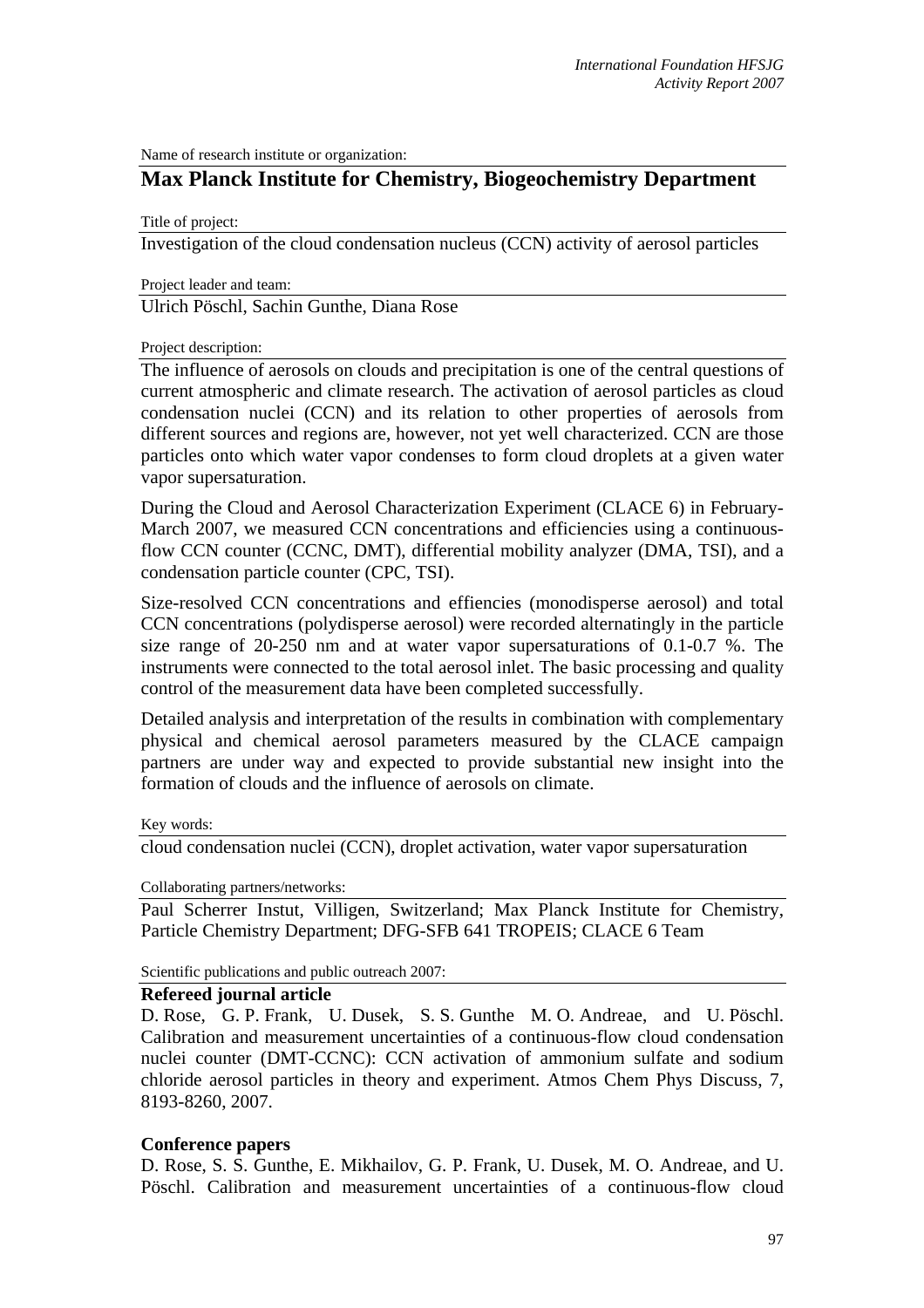Name of research institute or organization:

# Max Planck Institute for Chemistry, Biogeochemistry Department

Title of project:

Investigation of the cloud condensation nucleus (CCN) activity of aerosol particles

Project leader and team:

Ulrich Pöschl, Sachin Gunthe, Diana Rose

Project description:

The influence of aerosols on clouds and precipitation is one of the central questions of current atmospheric and climate research. The activation of aerosol particles as cloud condensation nuclei (CCN) and its relation to other properties of aerosols from different sources and regions are, however, not yet well characterized. CCN are those particles onto which water vapor condenses to form cloud droplets at a given water vapor supersaturation.

During the Cloud and Aerosol Characterization Experiment (CLACE 6) in February-March 2007, we measured CCN concentrations and efficiencies using a continuous-flow CCN counter (CCNC, DMT), differential mobility analyzer (DMA, TSI), and a condensation particle counter (CPC, TSI).

Size-resolved CCN concentrations and effiencies (monodisperse aerosol) and total CCN concentrations (polydisperse aerosol) were recorded alternatingly in the particle size range of 20-250 nm and at water vapor supersaturations of 0.1-0.7 %. The instruments were connected to the total aerosol inlet. The basic processing and quality control of the measurement data have been completed successfully.

Detailed analysis and interpretation of the results in combination with complementary physical and chemical aerosol parameters measured by the CLACE campaign partners are under way and expected to provide substantial new insight into the formation of clouds and the influence of aerosols on climate.

Key words:

cloud condensation nuclei (CCN), droplet activation, water vapor supersaturation

Collaborating partners/networks:

Paul Scherrer Instut, Villigen, Switzerland; Max Planck Institute for Chemistry, Particle Chemistry Department; DFG-SFB 641 TROPEIS; CLACE 6 Team

Scientific publications and public outreach 2007:

**Refereed journal article**

D. Rose, G. P. Frank, U. Dusek, S. S. Gunthe M. O. Andreae, and U. Pöschl. Calibration and measurement uncertainties of a continuous-flow cloud condensation nuclei counter (DMT-CCNC): CCN activation of ammonium sulfate and sodium chloride aerosol particles in theory and experiment. Atmos Chem Phys Discuss, 7, 8193-8260, 2007.

**Conference papers**

D. Rose, S. S. Gunthe, E. Mikhailov, G. P. Frank, U. Dusek, M. O. Andreae, and U. Pöschl. Calibration and measurement uncertainties of a continuous-flow cloud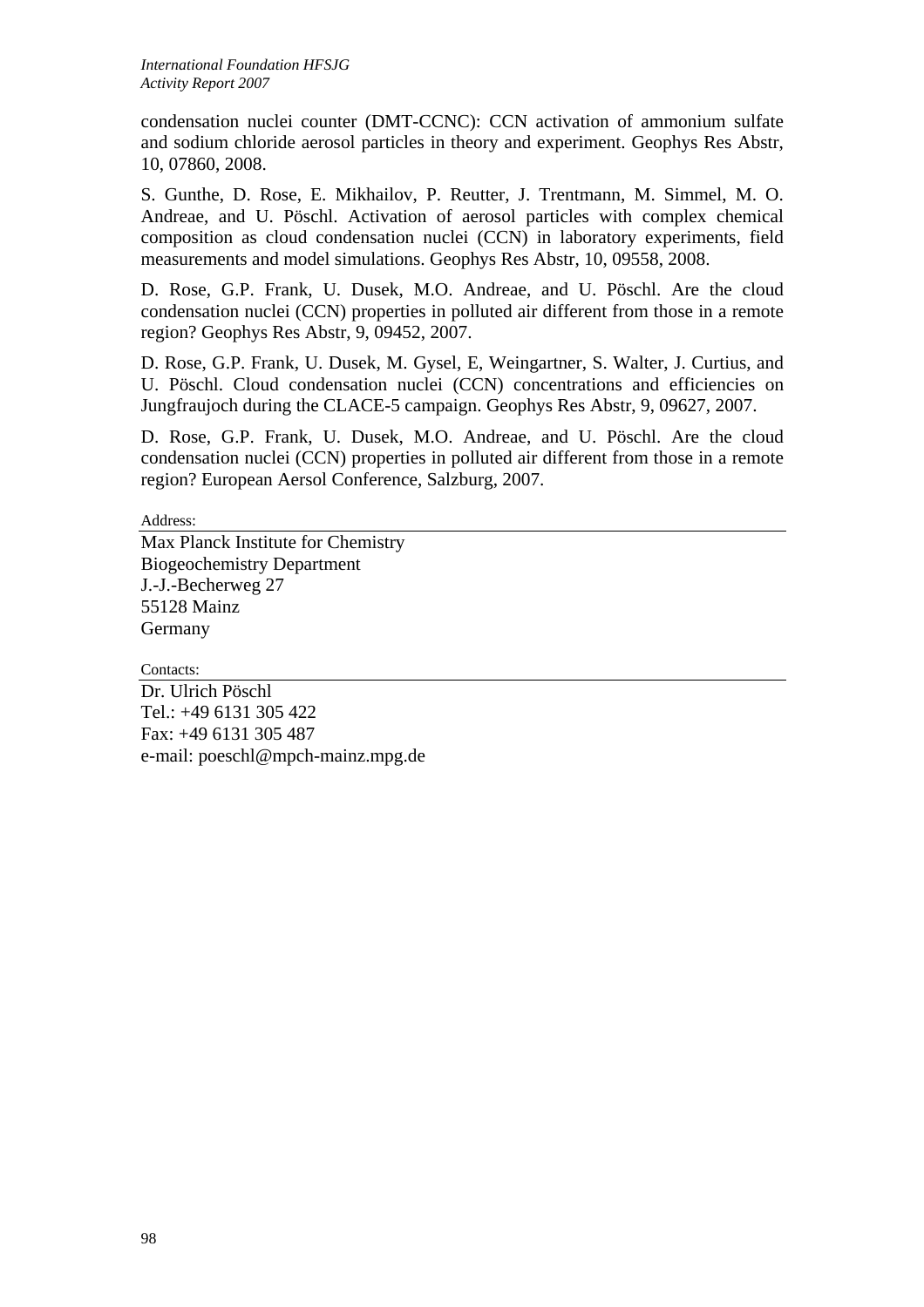condensation nuclei counter (DMT-CCNC): CCN activation of ammonium sulfate and sodium chloride aerosol particles in theory and experiment. Geophys Res Abstr, 10, 07860, 2008.

S. Gunthe, D. Rose, E. Mikhailov, P. Reutter, J. Trentmann, M. Simmel, M. O. Andreae, and U. Pöschl. Activation of aerosol particles with complex chemical composition as cloud condensation nuclei (CCN) in laboratory experiments, field measurements and model simulations. Geophys Res Abstr, 10, 09558, 2008.

D. Rose, G.P. Frank, U. Dusek, M.O. Andreae, and U. Pöschl. Are the cloud condensation nuclei (CCN) properties in polluted air different from those in a remote region? Geophys Res Abstr, 9, 09452, 2007.

D. Rose, G.P. Frank, U. Dusek, M. Gysel, E, Weingartner, S. Walter, J. Curtius, and U. Pöschl. Cloud condensation nuclei (CCN) concentrations and efficiencies on Jungfraujoch during the CLACE-5 campaign. Geophys Res Abstr, 9, 09627, 2007.

D. Rose, G.P. Frank, U. Dusek, M.O. Andreae, and U. Pöschl. Are the cloud condensation nuclei (CCN) properties in polluted air different from those in a remote region? European Aersol Conference, Salzburg, 2007.

Address:

Max Planck Institute for Chemistry
Biogeochemistry Department
J.-J.-Becherweg 27
55128 Mainz
Germany

Contacts:

Dr. Ulrich Pöschl
Tel.: +49 6131 305 422
Fax: +49 6131 305 487
e-mail: poeschl@mpch-mainz.mpg.de